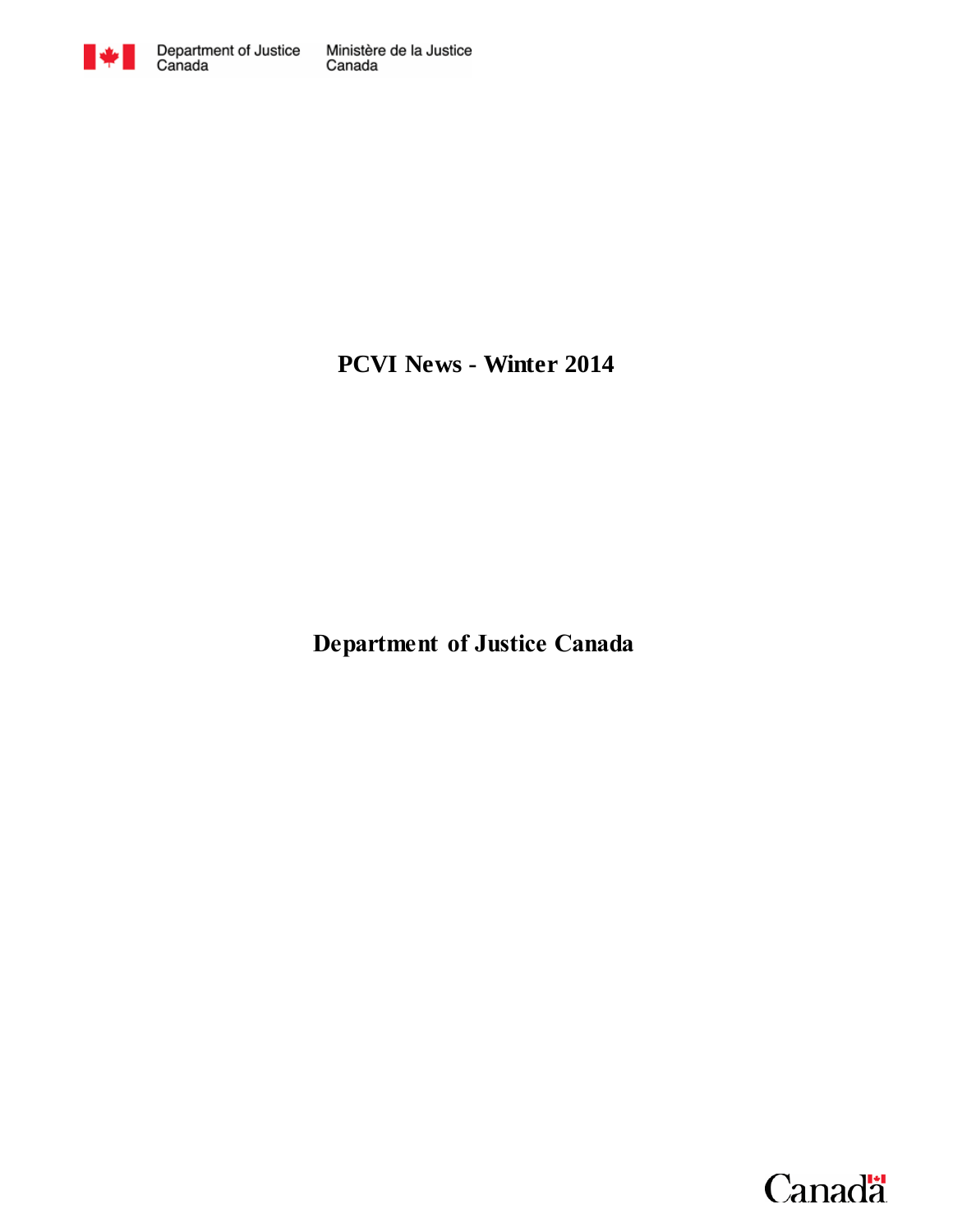Department of Justice Canada Ministère de la Justice Canada

# PCVI News - Winter 2014

## Department of Justice Canada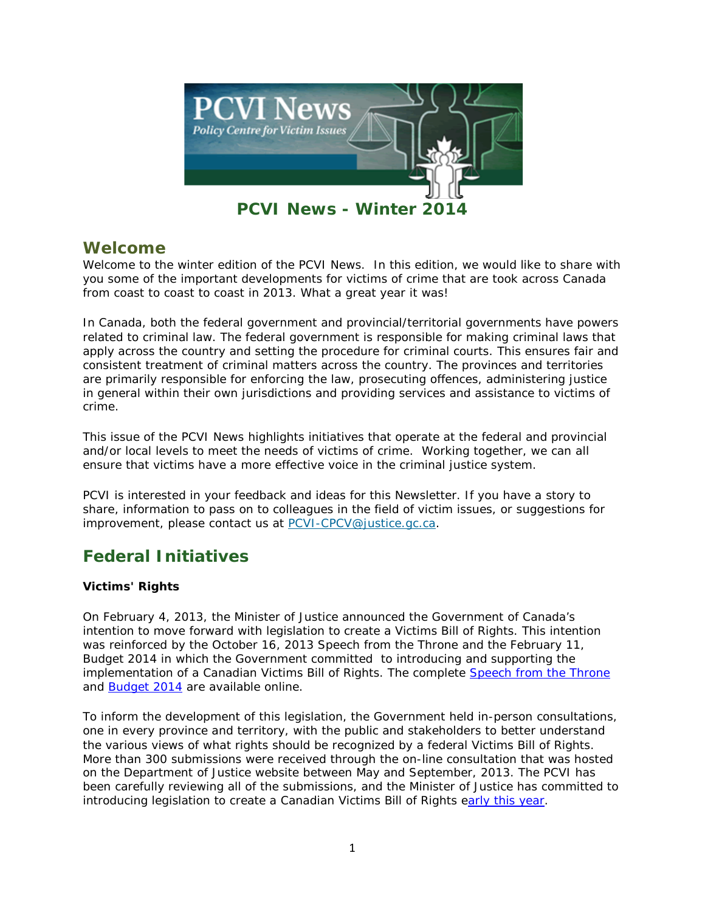# PCVI News - Winter 2014

## Welcome

Welcome to the winter edition of the PCVI News. In this edition, we would like to share with you some of the important developments for victims of crime that are took across Canada from coast to coast to coast in 2013. What a great year it was!

In Canada, both the federal government and provincial/territorial governments have powers related to criminal law. The federal government is responsible for making criminal laws that apply across the country and setting the procedure for criminal courts. This ensures fair and consistent treatment of criminal matters across the country. The provinces and territories are primarily responsible for enforcing the law, prosecuting offences, administering justice in general within their own jurisdictions and providing services and assistance to victims of crime.

This issue of the PCVI News highlights initiatives that operate at the federal and provincial and/or local levels to meet the needs of victims of crime. Working together, we can all ensure that victims have a more effective voice in the criminal justice system.

PCVI is interested in your feedback and ideas for this Newsletter. If you have a story to share, information to pass on to colleagues in the field of victim issues, or suggestions for improvement, please contact us at PCVI-CPCV@justice.gc.ca.

## Federal Initiatives

**Victims' Rights**

On February 4, 2013, the Minister of Justice announced the Government of Canada's intention to move forward with legislation to create a Victims Bill of Rights. This intention was reinforced by the October 16, 2013 Speech from the Throne and the February 11, Budget 2014 in which the Government committed to introducing and supporting the implementation of a Canadian Victims Bill of Rights. The complete Speech from the Throne and Budget 2014 are available online.

To inform the development of this legislation, the Government held in-person consultations, one in every province and territory, with the public and stakeholders to better understand the various views of what rights should be recognized by a federal Victims Bill of Rights. More than 300 submissions were received through the on-line consultation that was hosted on the Department of Justice website between May and September, 2013. The PCVI has been carefully reviewing all of the submissions, and the Minister of Justice has committed to introducing legislation to create a Canadian Victims Bill of Rights early this year.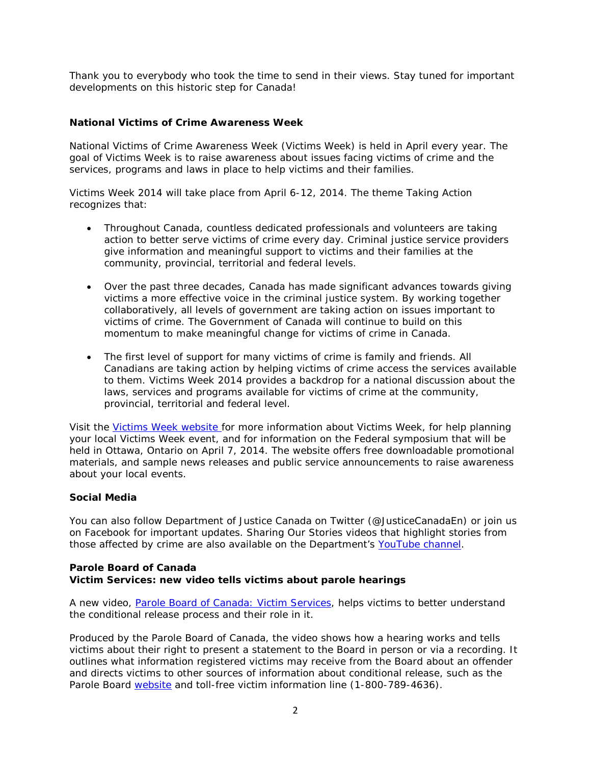Thank you to everybody who took the time to send in their views. Stay tuned for important developments on this historic step for Canada!

### National Victims of Crime Awareness Week

National Victims of Crime Awareness Week (Victims Week) is held in April every year. The goal of Victims Week is to raise awareness about issues facing victims of crime and the services, programs and laws in place to help victims and their families.

Victims Week 2014 will take place from April 6-12, 2014. The theme Taking Action recognizes that:

- Throughout Canada, countless dedicated professionals and volunteers are taking action to better serve victims of crime every day. Criminal justice service providers give information and meaningful support to victims and their families at the community, provincial, territorial and federal levels.
- Over the past three decades, Canada has made significant advances towards giving victims a more effective voice in the criminal justice system. By working together collaboratively, all levels of government are taking action on issues important to victims of crime. The Government of Canada will continue to build on this momentum to make meaningful change for victims of crime in Canada.
- The first level of support for many victims of crime is family and friends. All Canadians are taking action by helping victims of crime access the services available to them. Victims Week 2014 provides a backdrop for a national discussion about the laws, services and programs available for victims of crime at the community, provincial, territorial and federal level.

Visit the Victims Week website for more information about Victims Week, for help planning your local Victims Week event, and for information on the Federal symposium that will be held in Ottawa, Ontario on April 7, 2014. The website offers free downloadable promotional materials, and sample news releases and public service announcements to raise awareness about your local events.

### Social Media

You can also follow Department of Justice Canada on Twitter (@JusticeCanadaEn) or join us on Facebook for important updates. Sharing Our Stories videos that highlight stories from those affected by crime are also available on the Department's YouTube channel.

### Parole Board of Canada
### Victim Services: new video tells victims about parole hearings

A new video, Parole Board of Canada: Victim Services, helps victims to better understand the conditional release process and their role in it.

Produced by the Parole Board of Canada, the video shows how a hearing works and tells victims about their right to present a statement to the Board in person or via a recording. It outlines what information registered victims may receive from the Board about an offender and directs victims to other sources of information about conditional release, such as the Parole Board website and toll-free victim information line (1-800-789-4636).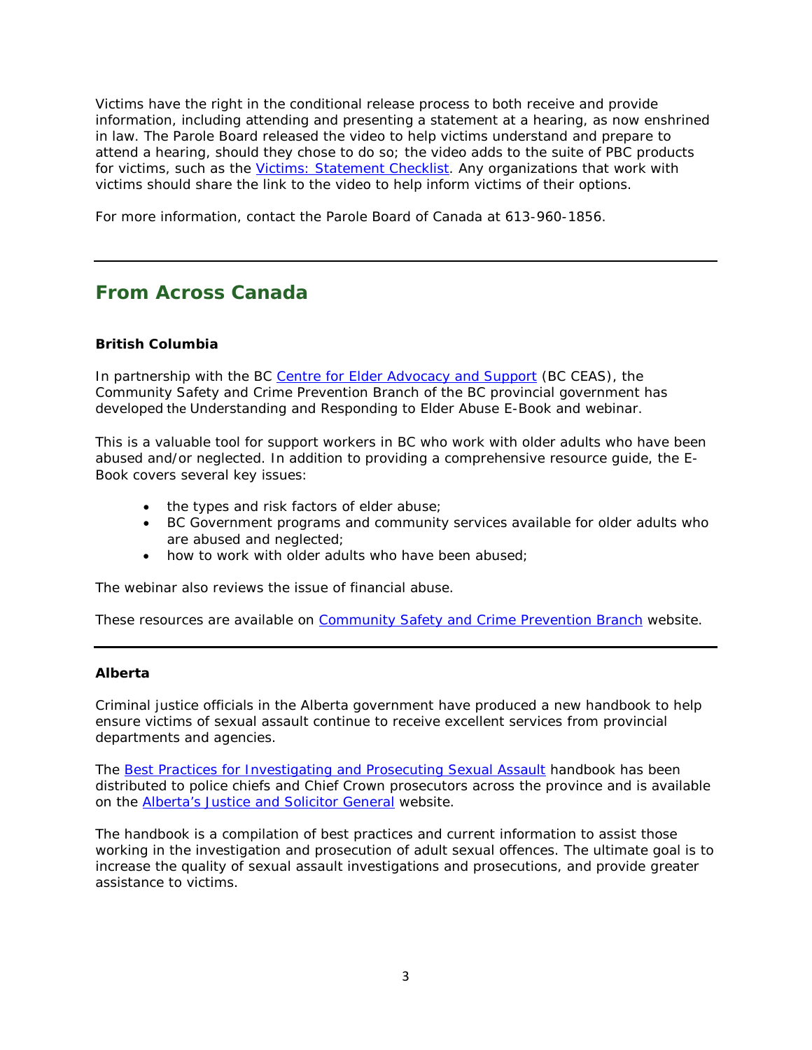Victims have the right in the conditional release process to both receive and provide information, including attending and presenting a statement at a hearing, as now enshrined in law. The Parole Board released the video to help victims understand and prepare to attend a hearing, should they chose to do so; the video adds to the suite of PBC products for victims, such as the Victims: Statement Checklist. Any organizations that work with victims should share the link to the video to help inform victims of their options.

For more information, contact the Parole Board of Canada at 613-960-1856.

---

## From Across Canada

**British Columbia**

In partnership with the BC Centre for Elder Advocacy and Support (BC CEAS), the Community Safety and Crime Prevention Branch of the BC provincial government has developed the Understanding and Responding to Elder Abuse E-Book and webinar.

This is a valuable tool for support workers in BC who work with older adults who have been abused and/or neglected. In addition to providing a comprehensive resource guide, the E-Book covers several key issues:

- the types and risk factors of elder abuse;
- BC Government programs and community services available for older adults who are abused and neglected;
- how to work with older adults who have been abused;

The webinar also reviews the issue of financial abuse.

These resources are available on Community Safety and Crime Prevention Branch website.

---

**Alberta**

Criminal justice officials in the Alberta government have produced a new handbook to help ensure victims of sexual assault continue to receive excellent services from provincial departments and agencies.

The Best Practices for Investigating and Prosecuting Sexual Assault handbook has been distributed to police chiefs and Chief Crown prosecutors across the province and is available on the Alberta's Justice and Solicitor General website.

The handbook is a compilation of best practices and current information to assist those working in the investigation and prosecution of adult sexual offences. The ultimate goal is to increase the quality of sexual assault investigations and prosecutions, and provide greater assistance to victims.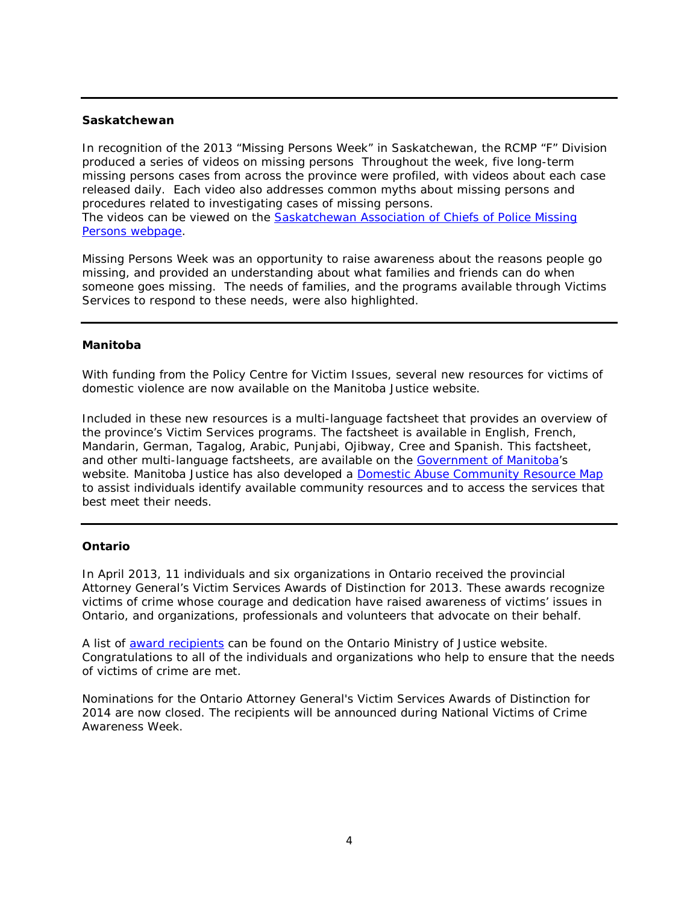---

**Saskatchewan**

In recognition of the 2013 "Missing Persons Week" in Saskatchewan, the RCMP "F" Division produced a series of videos on missing persons Throughout the week, five long-term missing persons cases from across the province were profiled, with videos about each case released daily. Each video also addresses common myths about missing persons and procedures related to investigating cases of missing persons.
The videos can be viewed on the Saskatchewan Association of Chiefs of Police Missing Persons webpage.

Missing Persons Week was an opportunity to raise awareness about the reasons people go missing, and provided an understanding about what families and friends can do when someone goes missing. The needs of families, and the programs available through Victims Services to respond to these needs, were also highlighted.

---

**Manitoba**

With funding from the Policy Centre for Victim Issues, several new resources for victims of domestic violence are now available on the Manitoba Justice website.

Included in these new resources is a multi-language factsheet that provides an overview of the province's Victim Services programs. The factsheet is available in English, French, Mandarin, German, Tagalog, Arabic, Punjabi, Ojibway, Cree and Spanish. This factsheet, and other multi-language factsheets, are available on the Government of Manitoba's website. Manitoba Justice has also developed a Domestic Abuse Community Resource Map to assist individuals identify available community resources and to access the services that best meet their needs.

---

**Ontario**

In April 2013, 11 individuals and six organizations in Ontario received the provincial Attorney General's Victim Services Awards of Distinction for 2013. These awards recognize victims of crime whose courage and dedication have raised awareness of victims' issues in Ontario, and organizations, professionals and volunteers that advocate on their behalf.

A list of award recipients can be found on the Ontario Ministry of Justice website. Congratulations to all of the individuals and organizations who help to ensure that the needs of victims of crime are met.

Nominations for the Ontario Attorney General's Victim Services Awards of Distinction for 2014 are now closed. The recipients will be announced during National Victims of Crime Awareness Week.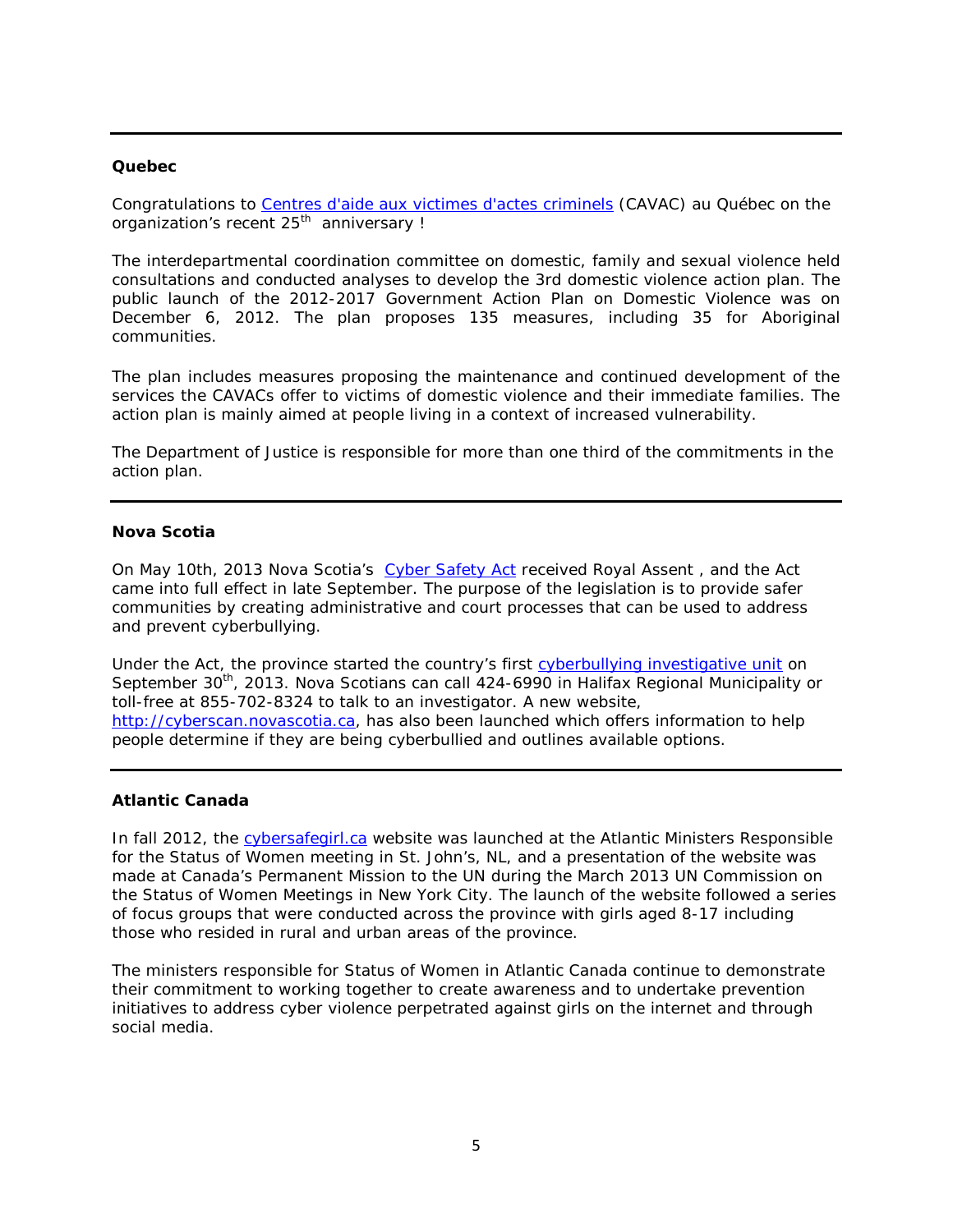## Quebec

Congratulations to Centres d'aide aux victimes d'actes criminels (CAVAC) au Québec on the organization's recent 25th anniversary !

The interdepartmental coordination committee on domestic, family and sexual violence held consultations and conducted analyses to develop the 3rd domestic violence action plan. The public launch of the 2012-2017 Government Action Plan on Domestic Violence was on December 6, 2012. The plan proposes 135 measures, including 35 for Aboriginal communities.

The plan includes measures proposing the maintenance and continued development of the services the CAVACs offer to victims of domestic violence and their immediate families. The action plan is mainly aimed at people living in a context of increased vulnerability.

The Department of Justice is responsible for more than one third of the commitments in the action plan.

## Nova Scotia

On May 10th, 2013 Nova Scotia's Cyber Safety Act received Royal Assent , and the Act came into full effect in late September. The purpose of the legislation is to provide safer communities by creating administrative and court processes that can be used to address and prevent cyberbullying.

Under the Act, the province started the country's first cyberbullying investigative unit on September 30th, 2013. Nova Scotians can call 424-6990 in Halifax Regional Municipality or toll-free at 855-702-8324 to talk to an investigator. A new website, http://cyberscan.novascotia.ca, has also been launched which offers information to help people determine if they are being cyberbullied and outlines available options.

## Atlantic Canada

In fall 2012, the cybersafegirl.ca website was launched at the Atlantic Ministers Responsible for the Status of Women meeting in St. John's, NL, and a presentation of the website was made at Canada's Permanent Mission to the UN during the March 2013 UN Commission on the Status of Women Meetings in New York City. The launch of the website followed a series of focus groups that were conducted across the province with girls aged 8-17 including those who resided in rural and urban areas of the province.

The ministers responsible for Status of Women in Atlantic Canada continue to demonstrate their commitment to working together to create awareness and to undertake prevention initiatives to address cyber violence perpetrated against girls on the internet and through social media.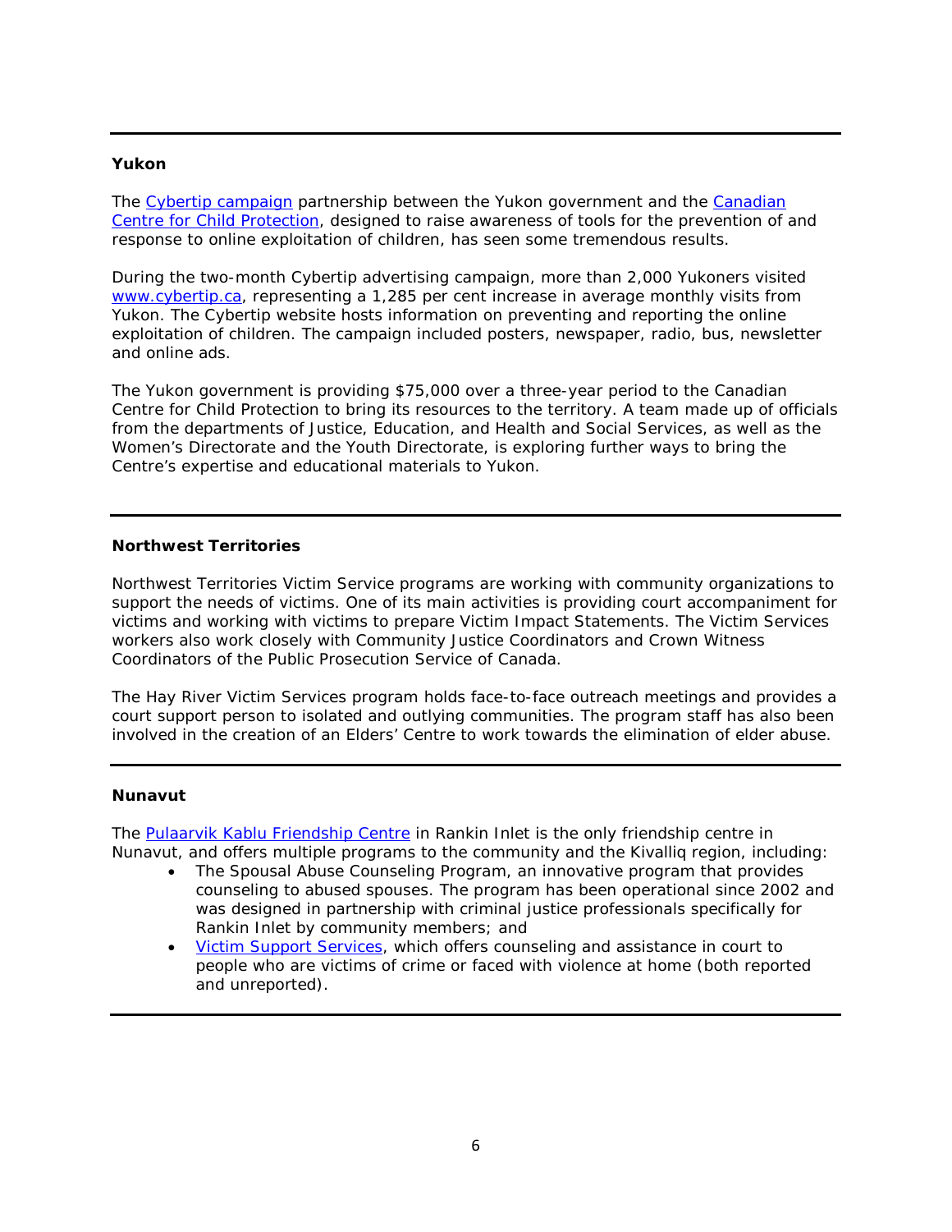---

**Yukon**

The Cybertip campaign partnership between the Yukon government and the Canadian Centre for Child Protection, designed to raise awareness of tools for the prevention of and response to online exploitation of children, has seen some tremendous results.

During the two-month Cybertip advertising campaign, more than 2,000 Yukoners visited www.cybertip.ca, representing a 1,285 per cent increase in average monthly visits from Yukon. The Cybertip website hosts information on preventing and reporting the online exploitation of children. The campaign included posters, newspaper, radio, bus, newsletter and online ads.

The Yukon government is providing $75,000 over a three-year period to the Canadian Centre for Child Protection to bring its resources to the territory. A team made up of officials from the departments of Justice, Education, and Health and Social Services, as well as the Women's Directorate and the Youth Directorate, is exploring further ways to bring the Centre's expertise and educational materials to Yukon.

---

**Northwest Territories**

Northwest Territories Victim Service programs are working with community organizations to support the needs of victims. One of its main activities is providing court accompaniment for victims and working with victims to prepare Victim Impact Statements. The Victim Services workers also work closely with Community Justice Coordinators and Crown Witness Coordinators of the Public Prosecution Service of Canada.

The Hay River Victim Services program holds face-to-face outreach meetings and provides a court support person to isolated and outlying communities. The program staff has also been involved in the creation of an Elders' Centre to work towards the elimination of elder abuse.

---

**Nunavut**

The Pulaarvik Kablu Friendship Centre in Rankin Inlet is the only friendship centre in Nunavut, and offers multiple programs to the community and the Kivalliq region, including:

- The Spousal Abuse Counseling Program, an innovative program that provides counseling to abused spouses. The program has been operational since 2002 and was designed in partnership with criminal justice professionals specifically for Rankin Inlet by community members; and
- Victim Support Services, which offers counseling and assistance in court to people who are victims of crime or faced with violence at home (both reported and unreported).

---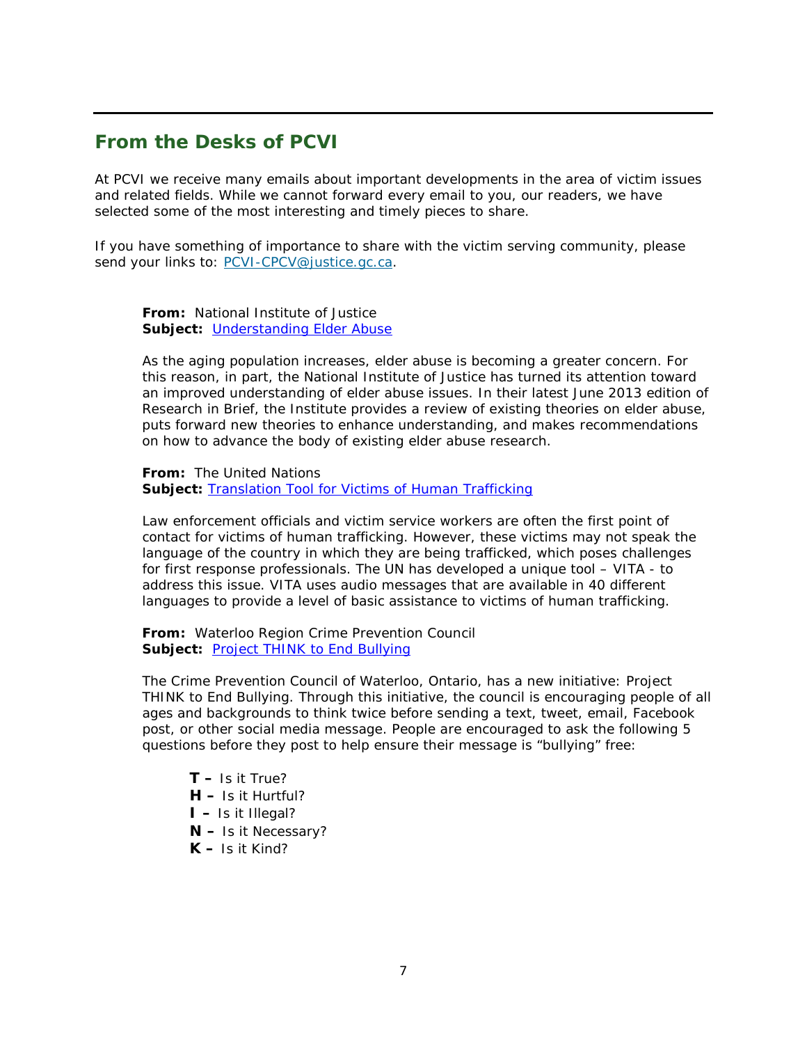## From the Desks of PCVI

At PCVI we receive many emails about important developments in the area of victim issues and related fields. While we cannot forward every email to you, our readers, we have selected some of the most interesting and timely pieces to share.

If you have something of importance to share with the victim serving community, please send your links to: PCVI-CPCV@justice.gc.ca.

**From:** National Institute of Justice
**Subject:** Understanding Elder Abuse

As the aging population increases, elder abuse is becoming a greater concern. For this reason, in part, the National Institute of Justice has turned its attention toward an improved understanding of elder abuse issues. In their latest June 2013 edition of Research in Brief, the Institute provides a review of existing theories on elder abuse, puts forward new theories to enhance understanding, and makes recommendations on how to advance the body of existing elder abuse research.

**From:** The United Nations
**Subject:** Translation Tool for Victims of Human Trafficking

Law enforcement officials and victim service workers are often the first point of contact for victims of human trafficking. However, these victims may not speak the language of the country in which they are being trafficked, which poses challenges for first response professionals. The UN has developed a unique tool – VITA - to address this issue. VITA uses audio messages that are available in 40 different languages to provide a level of basic assistance to victims of human trafficking.

**From:** Waterloo Region Crime Prevention Council
**Subject:** Project THINK to End Bullying

The Crime Prevention Council of Waterloo, Ontario, has a new initiative: Project THINK to End Bullying. Through this initiative, the council is encouraging people of all ages and backgrounds to think twice before sending a text, tweet, email, Facebook post, or other social media message. People are encouraged to ask the following 5 questions before they post to help ensure their message is "bullying" free:

- **T –** Is it True?
- **H –** Is it Hurtful?
- **I –** Is it Illegal?
- **N –** Is it Necessary?
- **K –** Is it Kind?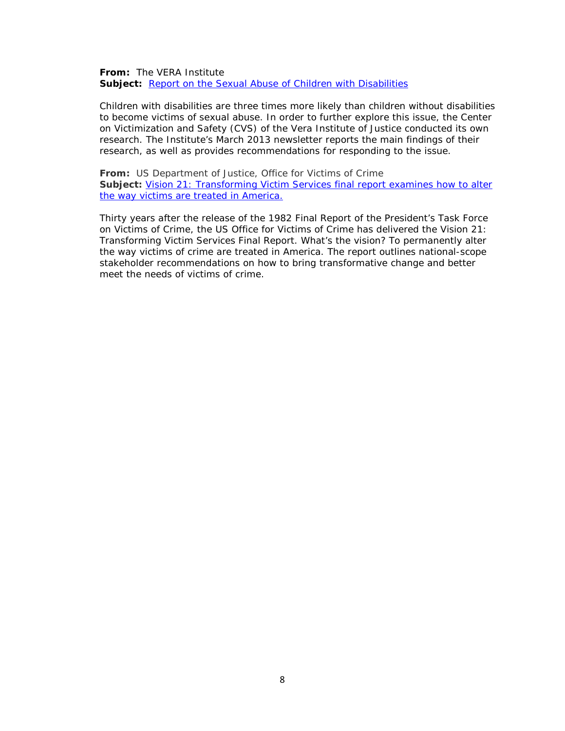**From:** The VERA Institute
**Subject:** [Report on the Sexual Abuse of Children with Disabilities]()

Children with disabilities are three times more likely than children without disabilities to become victims of sexual abuse. In order to further explore this issue, the Center on Victimization and Safety (CVS) of the Vera Institute of Justice conducted its own research. The Institute's March 2013 newsletter reports the main findings of their research, as well as provides recommendations for responding to the issue.

**From:** US Department of Justice, Office for Victims of Crime
**Subject:** [Vision 21: Transforming Victim Services final report examines how to alter the way victims are treated in America.]()

Thirty years after the release of the 1982 Final Report of the President's Task Force on Victims of Crime, the US Office for Victims of Crime has delivered the Vision 21: Transforming Victim Services Final Report. What's the vision? To permanently alter the way victims of crime are treated in America. The report outlines national-scope stakeholder recommendations on how to bring transformative change and better meet the needs of victims of crime.